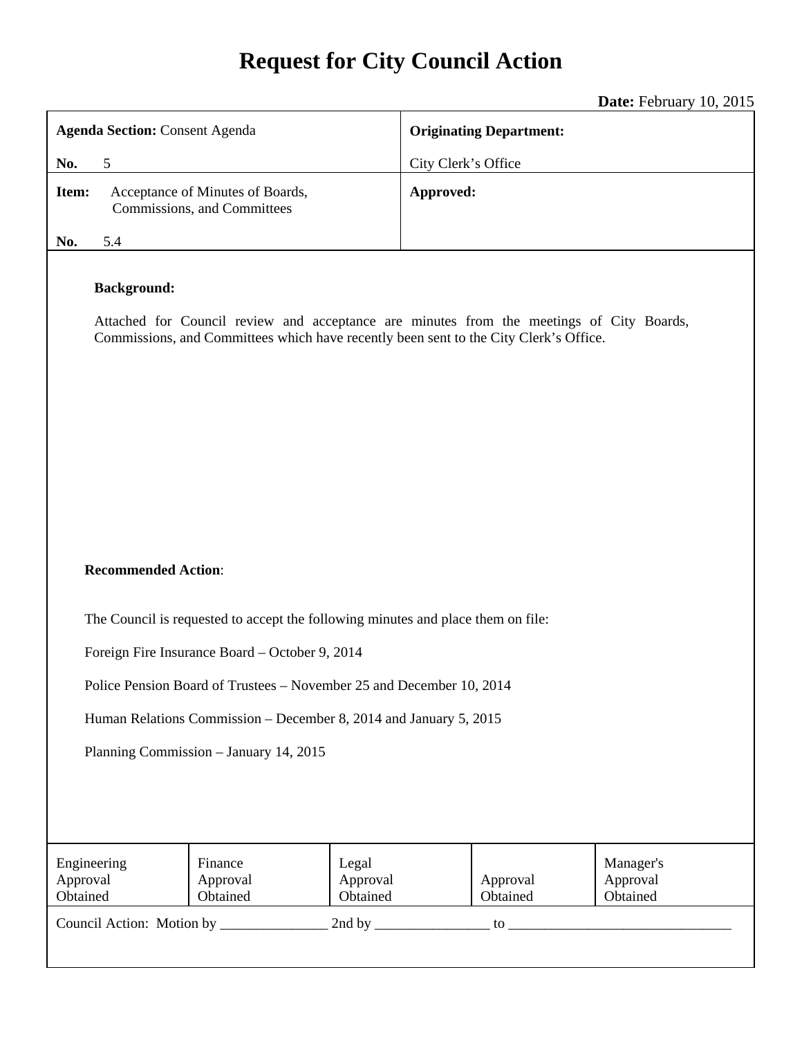# Request for City Council Action

**Date:** February 10, 2015

| **Agenda Section:** Consent Agenda<br><br>**No.** 5 | **Originating Department:**<br><br>City Clerk's Office |
|---|---|
| **Item:** Acceptance of Minutes of Boards, Commissions, and Committees<br><br>**No.** 5.4 | **Approved:** |

**Background:**

Attached for Council review and acceptance are minutes from the meetings of City Boards, Commissions, and Committees which have recently been sent to the City Clerk's Office.

**Recommended Action**:

The Council is requested to accept the following minutes and place them on file:

Foreign Fire Insurance Board – October 9, 2014

Police Pension Board of Trustees – November 25 and December 10, 2014

Human Relations Commission – December 8, 2014 and January 5, 2015

Planning Commission – January 14, 2015

| Engineering Approval Obtained | Finance Approval Obtained | Legal Approval Obtained | Approval Obtained | Manager's Approval Obtained |
|---|---|---|---|---|

Council Action: Motion by _______________ 2nd by ________________ to _______________________________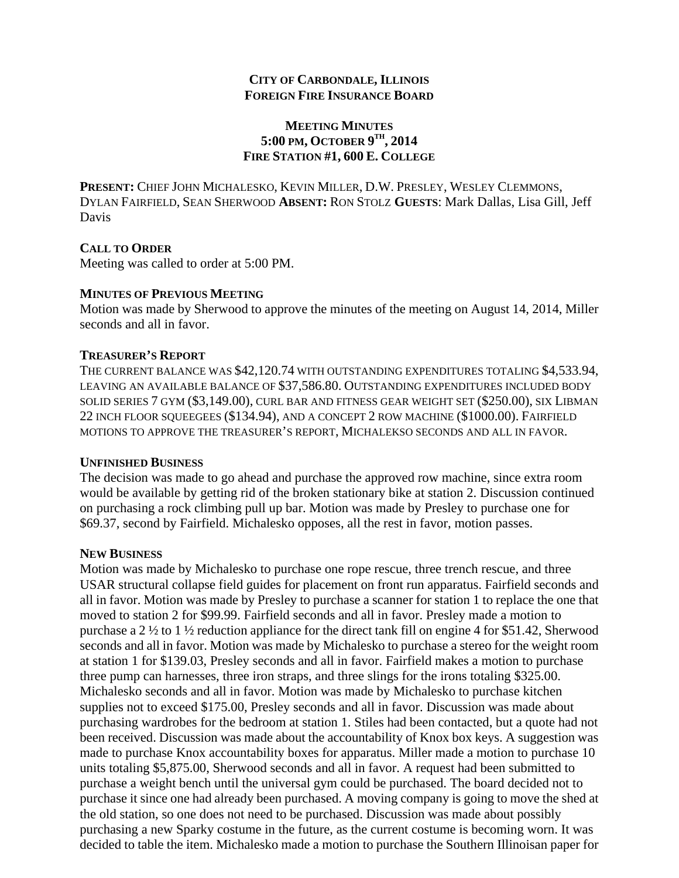**CITY OF CARBONDALE, ILLINOIS**
**FOREIGN FIRE INSURANCE BOARD**

**MEETING MINUTES**
**5:00 PM, OCTOBER 9TH, 2014**
**FIRE STATION #1, 600 E. COLLEGE**

**PRESENT:** CHIEF JOHN MICHALESKO, KEVIN MILLER, D.W. PRESLEY, WESLEY CLEMMONS, DYLAN FAIRFIELD, SEAN SHERWOOD **ABSENT:** RON STOLZ **GUESTS**: Mark Dallas, Lisa Gill, Jeff Davis

**CALL TO ORDER**
Meeting was called to order at 5:00 PM.

**MINUTES OF PREVIOUS MEETING**
Motion was made by Sherwood to approve the minutes of the meeting on August 14, 2014, Miller seconds and all in favor.

**TREASURER'S REPORT**
THE CURRENT BALANCE WAS $42,120.74 WITH OUTSTANDING EXPENDITURES TOTALING $4,533.94, LEAVING AN AVAILABLE BALANCE OF $37,586.80. OUTSTANDING EXPENDITURES INCLUDED BODY SOLID SERIES 7 GYM ($3,149.00), CURL BAR AND FITNESS GEAR WEIGHT SET ($250.00), SIX LIBMAN 22 INCH FLOOR SQUEEGEES ($134.94), AND A CONCEPT 2 ROW MACHINE ($1000.00). FAIRFIELD MOTIONS TO APPROVE THE TREASURER'S REPORT, MICHALEKSO SECONDS AND ALL IN FAVOR.

**UNFINISHED BUSINESS**
The decision was made to go ahead and purchase the approved row machine, since extra room would be available by getting rid of the broken stationary bike at station 2. Discussion continued on purchasing a rock climbing pull up bar. Motion was made by Presley to purchase one for $69.37, second by Fairfield. Michalesko opposes, all the rest in favor, motion passes.

**NEW BUSINESS**
Motion was made by Michalesko to purchase one rope rescue, three trench rescue, and three USAR structural collapse field guides for placement on front run apparatus. Fairfield seconds and all in favor. Motion was made by Presley to purchase a scanner for station 1 to replace the one that moved to station 2 for $99.99. Fairfield seconds and all in favor. Presley made a motion to purchase a 2 ½ to 1 ½ reduction appliance for the direct tank fill on engine 4 for $51.42, Sherwood seconds and all in favor. Motion was made by Michalesko to purchase a stereo for the weight room at station 1 for $139.03, Presley seconds and all in favor. Fairfield makes a motion to purchase three pump can harnesses, three iron straps, and three slings for the irons totaling $325.00. Michalesko seconds and all in favor. Motion was made by Michalesko to purchase kitchen supplies not to exceed $175.00, Presley seconds and all in favor. Discussion was made about purchasing wardrobes for the bedroom at station 1. Stiles had been contacted, but a quote had not been received. Discussion was made about the accountability of Knox box keys. A suggestion was made to purchase Knox accountability boxes for apparatus. Miller made a motion to purchase 10 units totaling $5,875.00, Sherwood seconds and all in favor. A request had been submitted to purchase a weight bench until the universal gym could be purchased. The board decided not to purchase it since one had already been purchased. A moving company is going to move the shed at the old station, so one does not need to be purchased. Discussion was made about possibly purchasing a new Sparky costume in the future, as the current costume is becoming worn. It was decided to table the item. Michalesko made a motion to purchase the Southern Illinoisan paper for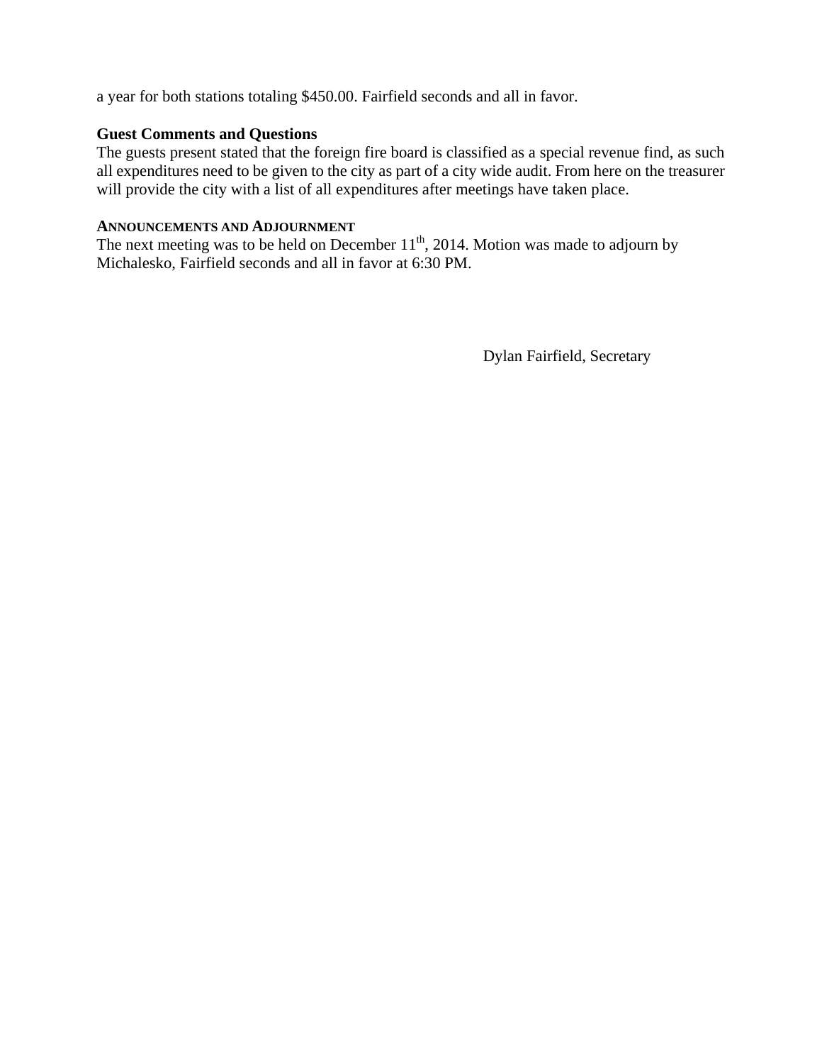a year for both stations totaling $450.00. Fairfield seconds and all in favor.

**Guest Comments and Questions**

The guests present stated that the foreign fire board is classified as a special revenue find, as such all expenditures need to be given to the city as part of a city wide audit. From here on the treasurer will provide the city with a list of all expenditures after meetings have taken place.

**ANNOUNCEMENTS AND ADJOURNMENT**

The next meeting was to be held on December 11th, 2014. Motion was made to adjourn by Michalesko, Fairfield seconds and all in favor at 6:30 PM.

Dylan Fairfield, Secretary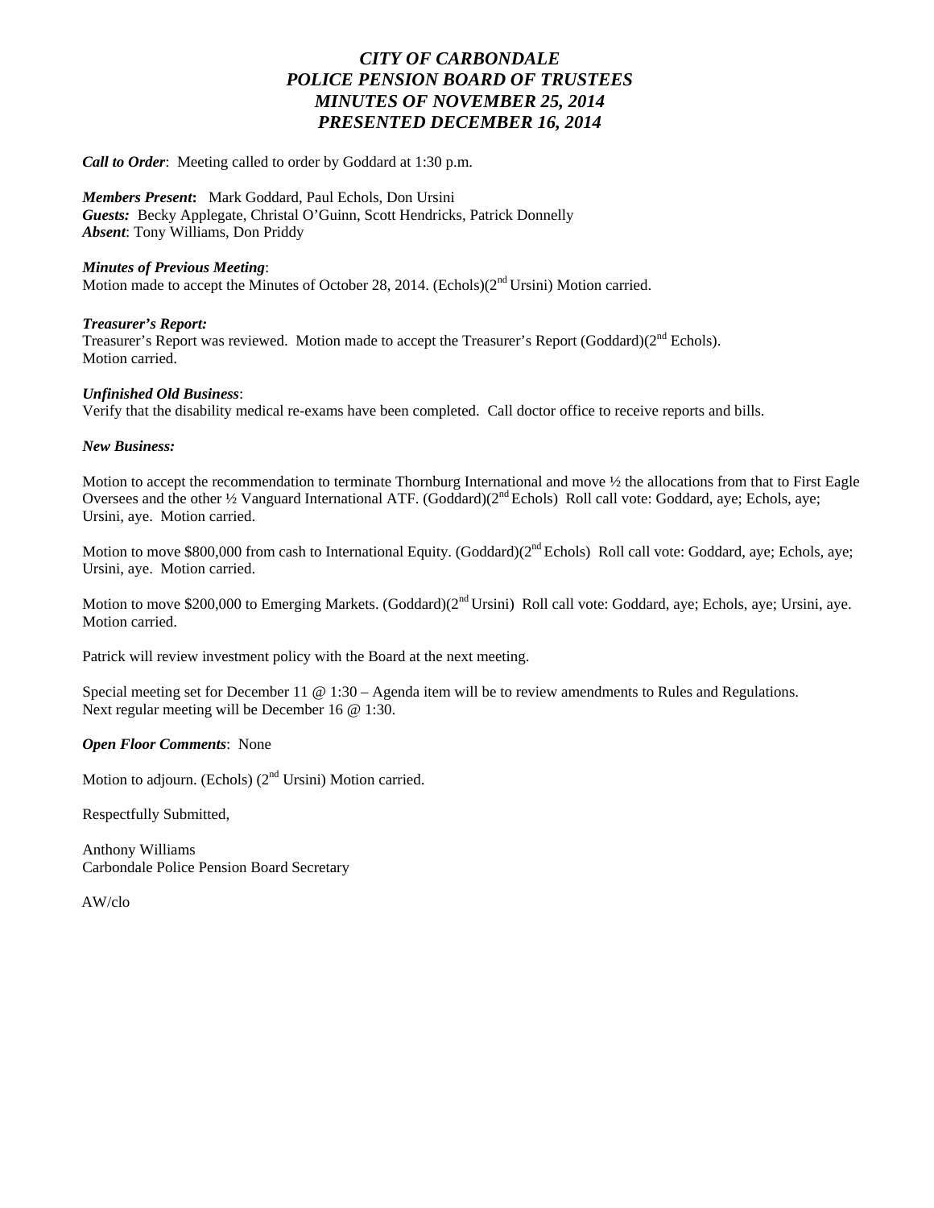# *CITY OF CARBONDALE*
# *POLICE PENSION BOARD OF TRUSTEES*
# *MINUTES OF NOVEMBER 25, 2014*
# *PRESENTED DECEMBER 16, 2014*

***Call to Order***: Meeting called to order by Goddard at 1:30 p.m.

***Members Present*:** Mark Goddard, Paul Echols, Don Ursini
***Guests:*** Becky Applegate, Christal O'Guinn, Scott Hendricks, Patrick Donnelly
***Absent***: Tony Williams, Don Priddy

***Minutes of Previous Meeting***:
Motion made to accept the Minutes of October 28, 2014. (Echols)(2nd Ursini) Motion carried.

***Treasurer's Report:***
Treasurer's Report was reviewed. Motion made to accept the Treasurer's Report (Goddard)(2nd Echols). Motion carried.

***Unfinished Old Business***:
Verify that the disability medical re-exams have been completed. Call doctor office to receive reports and bills.

***New Business:***

Motion to accept the recommendation to terminate Thornburg International and move ½ the allocations from that to First Eagle Oversees and the other ½ Vanguard International ATF. (Goddard)(2nd Echols) Roll call vote: Goddard, aye; Echols, aye; Ursini, aye. Motion carried.

Motion to move $800,000 from cash to International Equity. (Goddard)(2nd Echols) Roll call vote: Goddard, aye; Echols, aye; Ursini, aye. Motion carried.

Motion to move $200,000 to Emerging Markets. (Goddard)(2nd Ursini) Roll call vote: Goddard, aye; Echols, aye; Ursini, aye. Motion carried.

Patrick will review investment policy with the Board at the next meeting.

Special meeting set for December 11 @ 1:30 – Agenda item will be to review amendments to Rules and Regulations.
Next regular meeting will be December 16 @ 1:30.

***Open Floor Comments***: None

Motion to adjourn. (Echols) (2nd Ursini) Motion carried.

Respectfully Submitted,

Anthony Williams
Carbondale Police Pension Board Secretary

AW/clo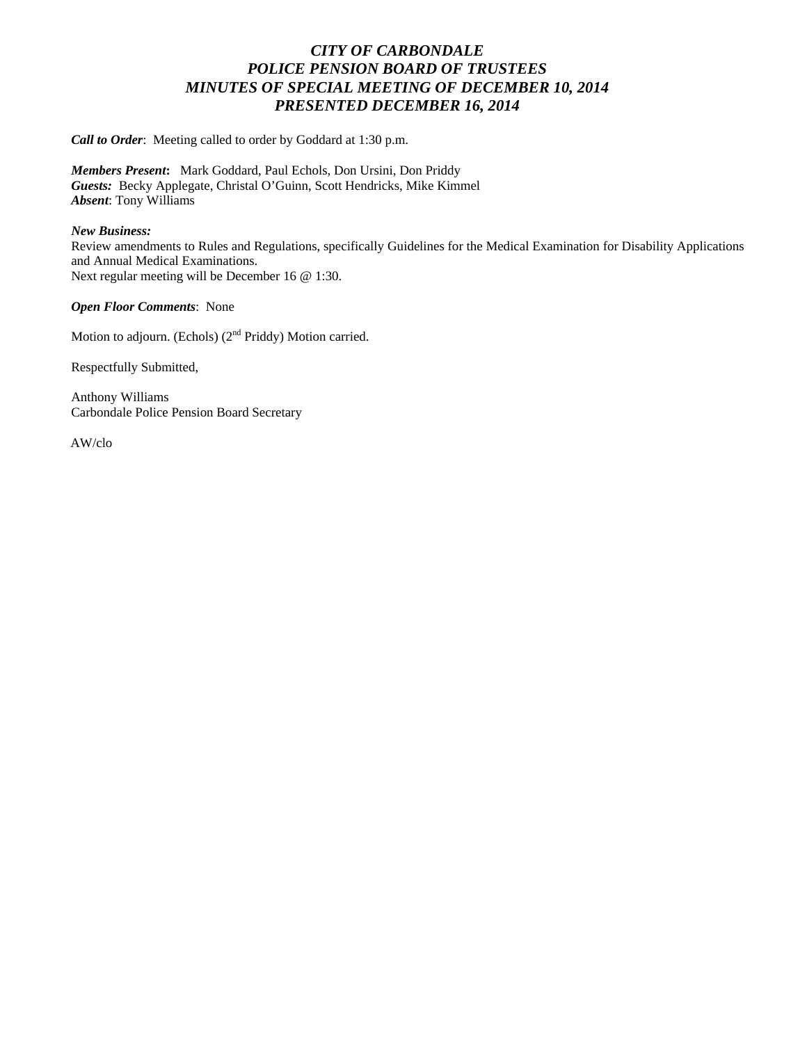# *CITY OF CARBONDALE*
# *POLICE PENSION BOARD OF TRUSTEES*
# *MINUTES OF SPECIAL MEETING OF DECEMBER 10, 2014*
# *PRESENTED DECEMBER 16, 2014*

***Call to Order***: Meeting called to order by Goddard at 1:30 p.m.

***Members Present*:** Mark Goddard, Paul Echols, Don Ursini, Don Priddy
***Guests:*** Becky Applegate, Christal O'Guinn, Scott Hendricks, Mike Kimmel
***Absent***: Tony Williams

***New Business:***
Review amendments to Rules and Regulations, specifically Guidelines for the Medical Examination for Disability Applications and Annual Medical Examinations.
Next regular meeting will be December 16 @ 1:30.

***Open Floor Comments***: None

Motion to adjourn. (Echols) (2nd Priddy) Motion carried.

Respectfully Submitted,

Anthony Williams
Carbondale Police Pension Board Secretary

AW/clo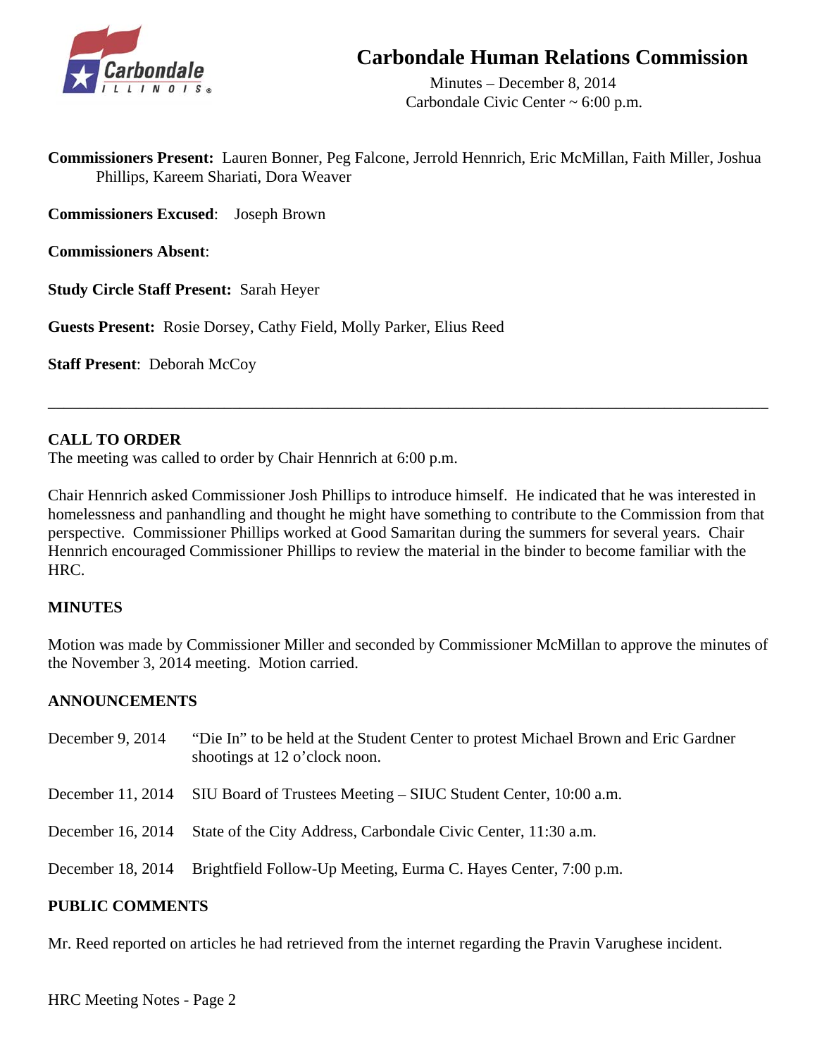# Carbondale Human Relations Commission

Minutes – December 8, 2014
Carbondale Civic Center ~ 6:00 p.m.

**Commissioners Present:** Lauren Bonner, Peg Falcone, Jerrold Hennrich, Eric McMillan, Faith Miller, Joshua Phillips, Kareem Shariati, Dora Weaver

**Commissioners Excused**: Joseph Brown

**Commissioners Absent**:

**Study Circle Staff Present:** Sarah Heyer

**Guests Present:** Rosie Dorsey, Cathy Field, Molly Parker, Elius Reed

**Staff Present**: Deborah McCoy

---

## CALL TO ORDER

The meeting was called to order by Chair Hennrich at 6:00 p.m.

Chair Hennrich asked Commissioner Josh Phillips to introduce himself. He indicated that he was interested in homelessness and panhandling and thought he might have something to contribute to the Commission from that perspective. Commissioner Phillips worked at Good Samaritan during the summers for several years. Chair Hennrich encouraged Commissioner Phillips to review the material in the binder to become familiar with the HRC.

## MINUTES

Motion was made by Commissioner Miller and seconded by Commissioner McMillan to approve the minutes of the November 3, 2014 meeting. Motion carried.

## ANNOUNCEMENTS

| | |
|---|---|
| December 9, 2014 | "Die In" to be held at the Student Center to protest Michael Brown and Eric Gardner shootings at 12 o'clock noon. |
| December 11, 2014 | SIU Board of Trustees Meeting – SIUC Student Center, 10:00 a.m. |
| December 16, 2014 | State of the City Address, Carbondale Civic Center, 11:30 a.m. |
| December 18, 2014 | Brightfield Follow-Up Meeting, Eurma C. Hayes Center, 7:00 p.m. |

## PUBLIC COMMENTS

Mr. Reed reported on articles he had retrieved from the internet regarding the Pravin Varughese incident.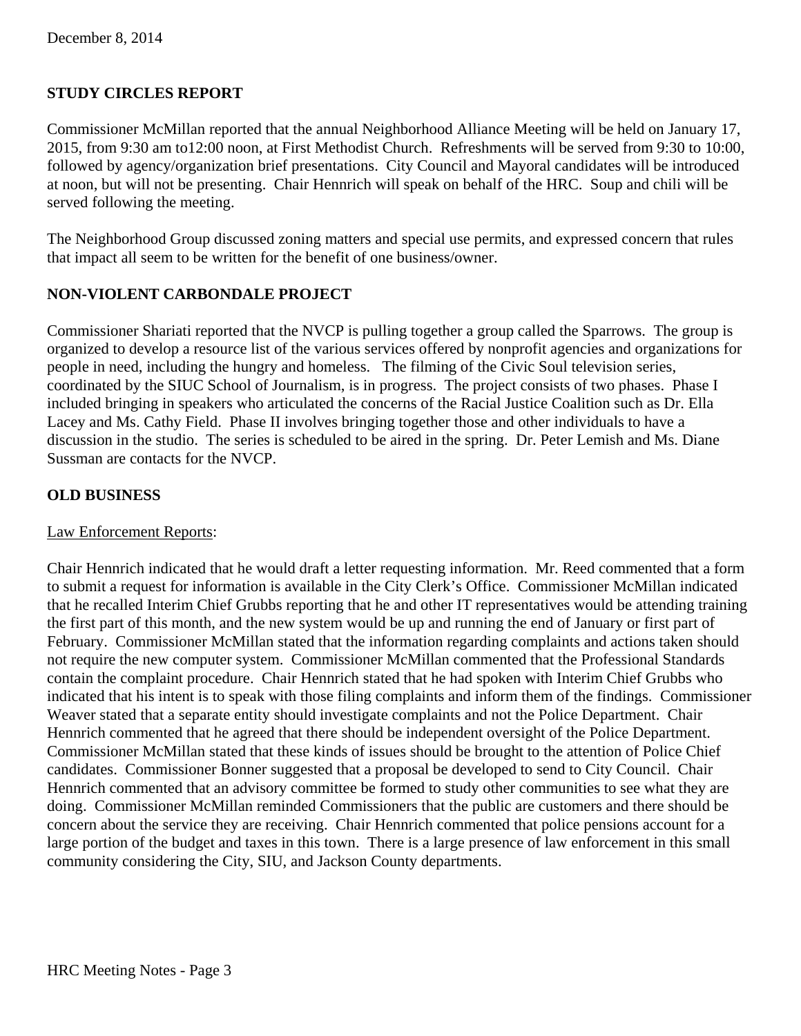## STUDY CIRCLES REPORT

Commissioner McMillan reported that the annual Neighborhood Alliance Meeting will be held on January 17, 2015, from 9:30 am to12:00 noon, at First Methodist Church. Refreshments will be served from 9:30 to 10:00, followed by agency/organization brief presentations. City Council and Mayoral candidates will be introduced at noon, but will not be presenting. Chair Hennrich will speak on behalf of the HRC. Soup and chili will be served following the meeting.

The Neighborhood Group discussed zoning matters and special use permits, and expressed concern that rules that impact all seem to be written for the benefit of one business/owner.

## NON-VIOLENT CARBONDALE PROJECT

Commissioner Shariati reported that the NVCP is pulling together a group called the Sparrows. The group is organized to develop a resource list of the various services offered by nonprofit agencies and organizations for people in need, including the hungry and homeless. The filming of the Civic Soul television series, coordinated by the SIUC School of Journalism, is in progress. The project consists of two phases. Phase I included bringing in speakers who articulated the concerns of the Racial Justice Coalition such as Dr. Ella Lacey and Ms. Cathy Field. Phase II involves bringing together those and other individuals to have a discussion in the studio. The series is scheduled to be aired in the spring. Dr. Peter Lemish and Ms. Diane Sussman are contacts for the NVCP.

## OLD BUSINESS

Law Enforcement Reports:

Chair Hennrich indicated that he would draft a letter requesting information. Mr. Reed commented that a form to submit a request for information is available in the City Clerk's Office. Commissioner McMillan indicated that he recalled Interim Chief Grubbs reporting that he and other IT representatives would be attending training the first part of this month, and the new system would be up and running the end of January or first part of February. Commissioner McMillan stated that the information regarding complaints and actions taken should not require the new computer system. Commissioner McMillan commented that the Professional Standards contain the complaint procedure. Chair Hennrich stated that he had spoken with Interim Chief Grubbs who indicated that his intent is to speak with those filing complaints and inform them of the findings. Commissioner Weaver stated that a separate entity should investigate complaints and not the Police Department. Chair Hennrich commented that he agreed that there should be independent oversight of the Police Department. Commissioner McMillan stated that these kinds of issues should be brought to the attention of Police Chief candidates. Commissioner Bonner suggested that a proposal be developed to send to City Council. Chair Hennrich commented that an advisory committee be formed to study other communities to see what they are doing. Commissioner McMillan reminded Commissioners that the public are customers and there should be concern about the service they are receiving. Chair Hennrich commented that police pensions account for a large portion of the budget and taxes in this town. There is a large presence of law enforcement in this small community considering the City, SIU, and Jackson County departments.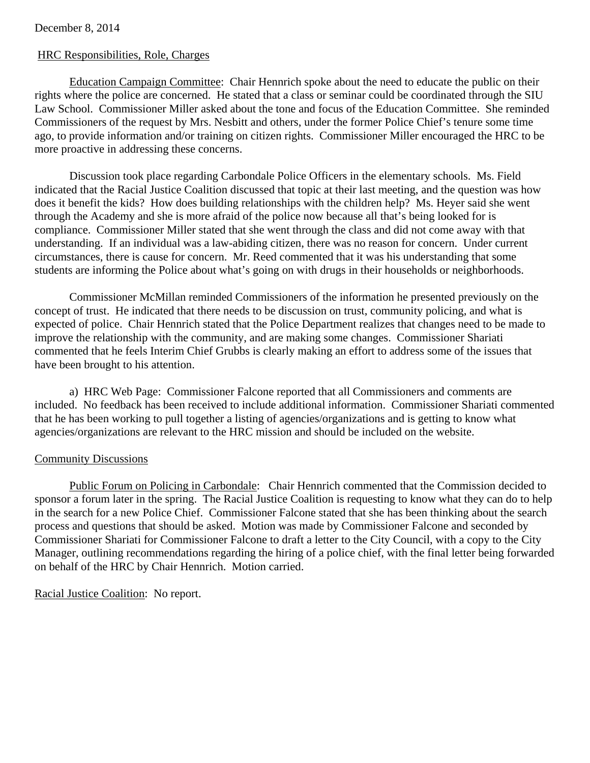December 8, 2014

HRC Responsibilities, Role, Charges

Education Campaign Committee: Chair Hennrich spoke about the need to educate the public on their rights where the police are concerned. He stated that a class or seminar could be coordinated through the SIU Law School. Commissioner Miller asked about the tone and focus of the Education Committee. She reminded Commissioners of the request by Mrs. Nesbitt and others, under the former Police Chief's tenure some time ago, to provide information and/or training on citizen rights. Commissioner Miller encouraged the HRC to be more proactive in addressing these concerns.

Discussion took place regarding Carbondale Police Officers in the elementary schools. Ms. Field indicated that the Racial Justice Coalition discussed that topic at their last meeting, and the question was how does it benefit the kids? How does building relationships with the children help? Ms. Heyer said she went through the Academy and she is more afraid of the police now because all that's being looked for is compliance. Commissioner Miller stated that she went through the class and did not come away with that understanding. If an individual was a law-abiding citizen, there was no reason for concern. Under current circumstances, there is cause for concern. Mr. Reed commented that it was his understanding that some students are informing the Police about what's going on with drugs in their households or neighborhoods.

Commissioner McMillan reminded Commissioners of the information he presented previously on the concept of trust. He indicated that there needs to be discussion on trust, community policing, and what is expected of police. Chair Hennrich stated that the Police Department realizes that changes need to be made to improve the relationship with the community, and are making some changes. Commissioner Shariati commented that he feels Interim Chief Grubbs is clearly making an effort to address some of the issues that have been brought to his attention.

a) HRC Web Page: Commissioner Falcone reported that all Commissioners and comments are included. No feedback has been received to include additional information. Commissioner Shariati commented that he has been working to pull together a listing of agencies/organizations and is getting to know what agencies/organizations are relevant to the HRC mission and should be included on the website.

Community Discussions

Public Forum on Policing in Carbondale: Chair Hennrich commented that the Commission decided to sponsor a forum later in the spring. The Racial Justice Coalition is requesting to know what they can do to help in the search for a new Police Chief. Commissioner Falcone stated that she has been thinking about the search process and questions that should be asked. Motion was made by Commissioner Falcone and seconded by Commissioner Shariati for Commissioner Falcone to draft a letter to the City Council, with a copy to the City Manager, outlining recommendations regarding the hiring of a police chief, with the final letter being forwarded on behalf of the HRC by Chair Hennrich. Motion carried.

Racial Justice Coalition: No report.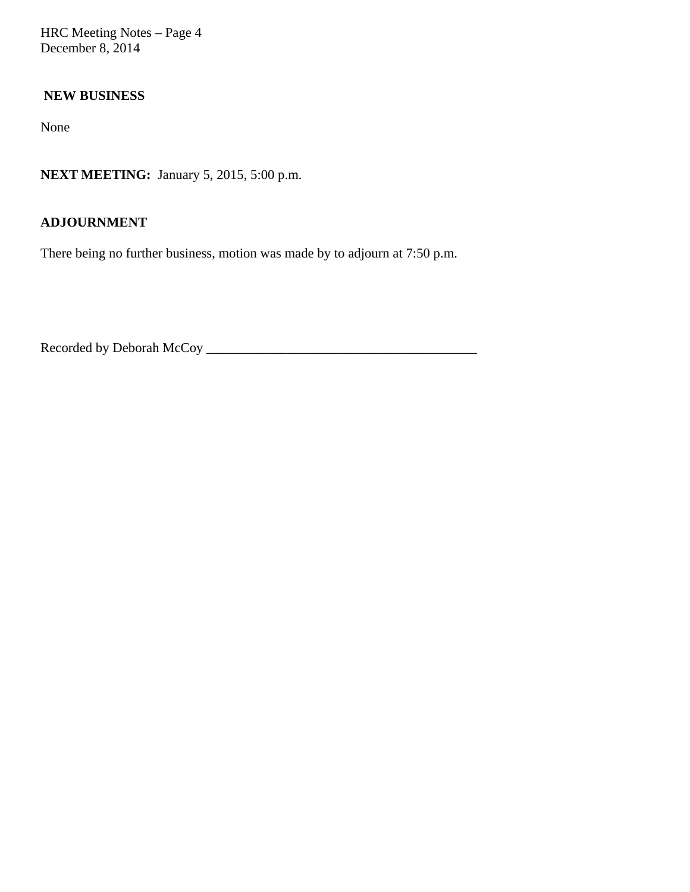## NEW BUSINESS

None

**NEXT MEETING:** January 5, 2015, 5:00 p.m.

## ADJOURNMENT

There being no further business, motion was made by to adjourn at 7:50 p.m.

Recorded by Deborah McCoy ________________________________________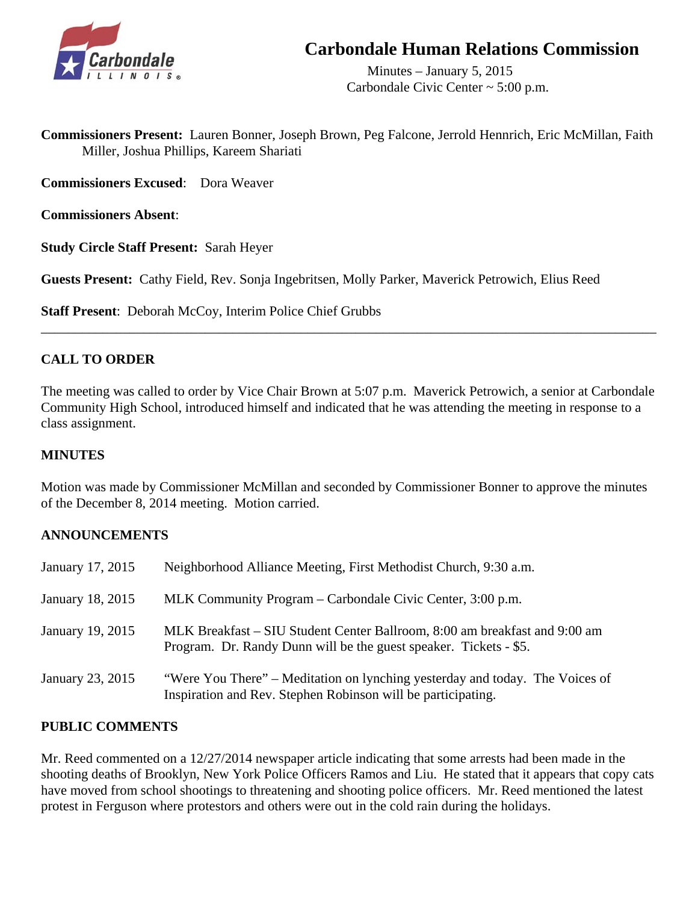# Carbondale Human Relations Commission

Minutes – January 5, 2015
Carbondale Civic Center ~ 5:00 p.m.

**Commissioners Present:** Lauren Bonner, Joseph Brown, Peg Falcone, Jerrold Hennrich, Eric McMillan, Faith Miller, Joshua Phillips, Kareem Shariati

**Commissioners Excused**: Dora Weaver

**Commissioners Absent**:

**Study Circle Staff Present:** Sarah Heyer

**Guests Present:** Cathy Field, Rev. Sonja Ingebritsen, Molly Parker, Maverick Petrowich, Elius Reed

**Staff Present**: Deborah McCoy, Interim Police Chief Grubbs

---

## CALL TO ORDER

The meeting was called to order by Vice Chair Brown at 5:07 p.m. Maverick Petrowich, a senior at Carbondale Community High School, introduced himself and indicated that he was attending the meeting in response to a class assignment.

## MINUTES

Motion was made by Commissioner McMillan and seconded by Commissioner Bonner to approve the minutes of the December 8, 2014 meeting. Motion carried.

## ANNOUNCEMENTS

| | |
|---|---|
| January 17, 2015 | Neighborhood Alliance Meeting, First Methodist Church, 9:30 a.m. |
| January 18, 2015 | MLK Community Program – Carbondale Civic Center, 3:00 p.m. |
| January 19, 2015 | MLK Breakfast – SIU Student Center Ballroom, 8:00 am breakfast and 9:00 am Program. Dr. Randy Dunn will be the guest speaker. Tickets - $5. |
| January 23, 2015 | "Were You There" – Meditation on lynching yesterday and today. The Voices of Inspiration and Rev. Stephen Robinson will be participating. |

## PUBLIC COMMENTS

Mr. Reed commented on a 12/27/2014 newspaper article indicating that some arrests had been made in the shooting deaths of Brooklyn, New York Police Officers Ramos and Liu. He stated that it appears that copy cats have moved from school shootings to threatening and shooting police officers. Mr. Reed mentioned the latest protest in Ferguson where protestors and others were out in the cold rain during the holidays.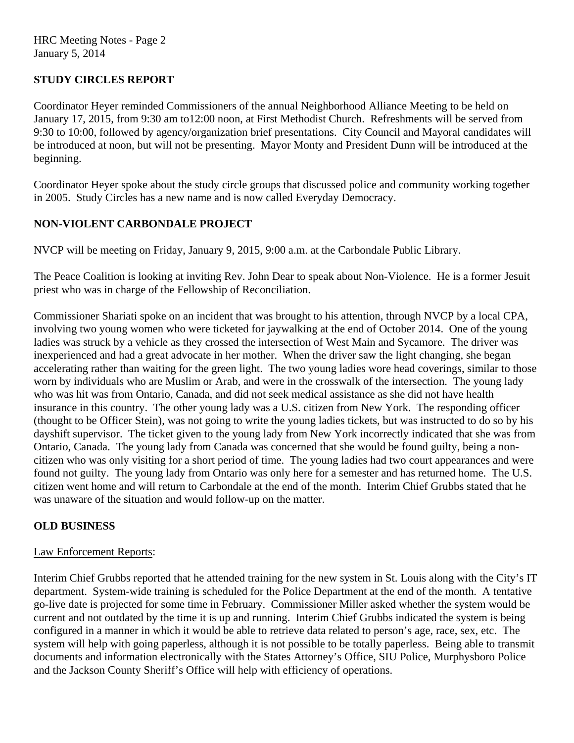## STUDY CIRCLES REPORT

Coordinator Heyer reminded Commissioners of the annual Neighborhood Alliance Meeting to be held on January 17, 2015, from 9:30 am to12:00 noon, at First Methodist Church. Refreshments will be served from 9:30 to 10:00, followed by agency/organization brief presentations. City Council and Mayoral candidates will be introduced at noon, but will not be presenting. Mayor Monty and President Dunn will be introduced at the beginning.

Coordinator Heyer spoke about the study circle groups that discussed police and community working together in 2005. Study Circles has a new name and is now called Everyday Democracy.

## NON-VIOLENT CARBONDALE PROJECT

NVCP will be meeting on Friday, January 9, 2015, 9:00 a.m. at the Carbondale Public Library.

The Peace Coalition is looking at inviting Rev. John Dear to speak about Non-Violence. He is a former Jesuit priest who was in charge of the Fellowship of Reconciliation.

Commissioner Shariati spoke on an incident that was brought to his attention, through NVCP by a local CPA, involving two young women who were ticketed for jaywalking at the end of October 2014. One of the young ladies was struck by a vehicle as they crossed the intersection of West Main and Sycamore. The driver was inexperienced and had a great advocate in her mother. When the driver saw the light changing, she began accelerating rather than waiting for the green light. The two young ladies wore head coverings, similar to those worn by individuals who are Muslim or Arab, and were in the crosswalk of the intersection. The young lady who was hit was from Ontario, Canada, and did not seek medical assistance as she did not have health insurance in this country. The other young lady was a U.S. citizen from New York. The responding officer (thought to be Officer Stein), was not going to write the young ladies tickets, but was instructed to do so by his dayshift supervisor. The ticket given to the young lady from New York incorrectly indicated that she was from Ontario, Canada. The young lady from Canada was concerned that she would be found guilty, being a non-citizen who was only visiting for a short period of time. The young ladies had two court appearances and were found not guilty. The young lady from Ontario was only here for a semester and has returned home. The U.S. citizen went home and will return to Carbondale at the end of the month. Interim Chief Grubbs stated that he was unaware of the situation and would follow-up on the matter.

## OLD BUSINESS

Law Enforcement Reports:

Interim Chief Grubbs reported that he attended training for the new system in St. Louis along with the City's IT department. System-wide training is scheduled for the Police Department at the end of the month. A tentative go-live date is projected for some time in February. Commissioner Miller asked whether the system would be current and not outdated by the time it is up and running. Interim Chief Grubbs indicated the system is being configured in a manner in which it would be able to retrieve data related to person's age, race, sex, etc. The system will help with going paperless, although it is not possible to be totally paperless. Being able to transmit documents and information electronically with the States Attorney's Office, SIU Police, Murphysboro Police and the Jackson County Sheriff's Office will help with efficiency of operations.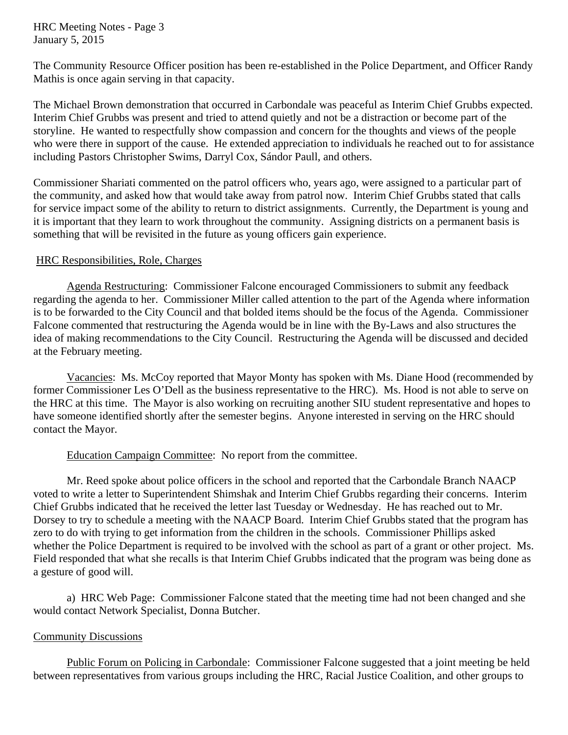The Community Resource Officer position has been re-established in the Police Department, and Officer Randy Mathis is once again serving in that capacity.

The Michael Brown demonstration that occurred in Carbondale was peaceful as Interim Chief Grubbs expected. Interim Chief Grubbs was present and tried to attend quietly and not be a distraction or become part of the storyline. He wanted to respectfully show compassion and concern for the thoughts and views of the people who were there in support of the cause. He extended appreciation to individuals he reached out to for assistance including Pastors Christopher Swims, Darryl Cox, Sándor Paull, and others.

Commissioner Shariati commented on the patrol officers who, years ago, were assigned to a particular part of the community, and asked how that would take away from patrol now. Interim Chief Grubbs stated that calls for service impact some of the ability to return to district assignments. Currently, the Department is young and it is important that they learn to work throughout the community. Assigning districts on a permanent basis is something that will be revisited in the future as young officers gain experience.

## HRC Responsibilities, Role, Charges

Agenda Restructuring: Commissioner Falcone encouraged Commissioners to submit any feedback regarding the agenda to her. Commissioner Miller called attention to the part of the Agenda where information is to be forwarded to the City Council and that bolded items should be the focus of the Agenda. Commissioner Falcone commented that restructuring the Agenda would be in line with the By-Laws and also structures the idea of making recommendations to the City Council. Restructuring the Agenda will be discussed and decided at the February meeting.

Vacancies: Ms. McCoy reported that Mayor Monty has spoken with Ms. Diane Hood (recommended by former Commissioner Les O'Dell as the business representative to the HRC). Ms. Hood is not able to serve on the HRC at this time. The Mayor is also working on recruiting another SIU student representative and hopes to have someone identified shortly after the semester begins. Anyone interested in serving on the HRC should contact the Mayor.

Education Campaign Committee: No report from the committee.

Mr. Reed spoke about police officers in the school and reported that the Carbondale Branch NAACP voted to write a letter to Superintendent Shimshak and Interim Chief Grubbs regarding their concerns. Interim Chief Grubbs indicated that he received the letter last Tuesday or Wednesday. He has reached out to Mr. Dorsey to try to schedule a meeting with the NAACP Board. Interim Chief Grubbs stated that the program has zero to do with trying to get information from the children in the schools. Commissioner Phillips asked whether the Police Department is required to be involved with the school as part of a grant or other project. Ms. Field responded that what she recalls is that Interim Chief Grubbs indicated that the program was being done as a gesture of good will.

a) HRC Web Page: Commissioner Falcone stated that the meeting time had not been changed and she would contact Network Specialist, Donna Butcher.

## Community Discussions

Public Forum on Policing in Carbondale: Commissioner Falcone suggested that a joint meeting be held between representatives from various groups including the HRC, Racial Justice Coalition, and other groups to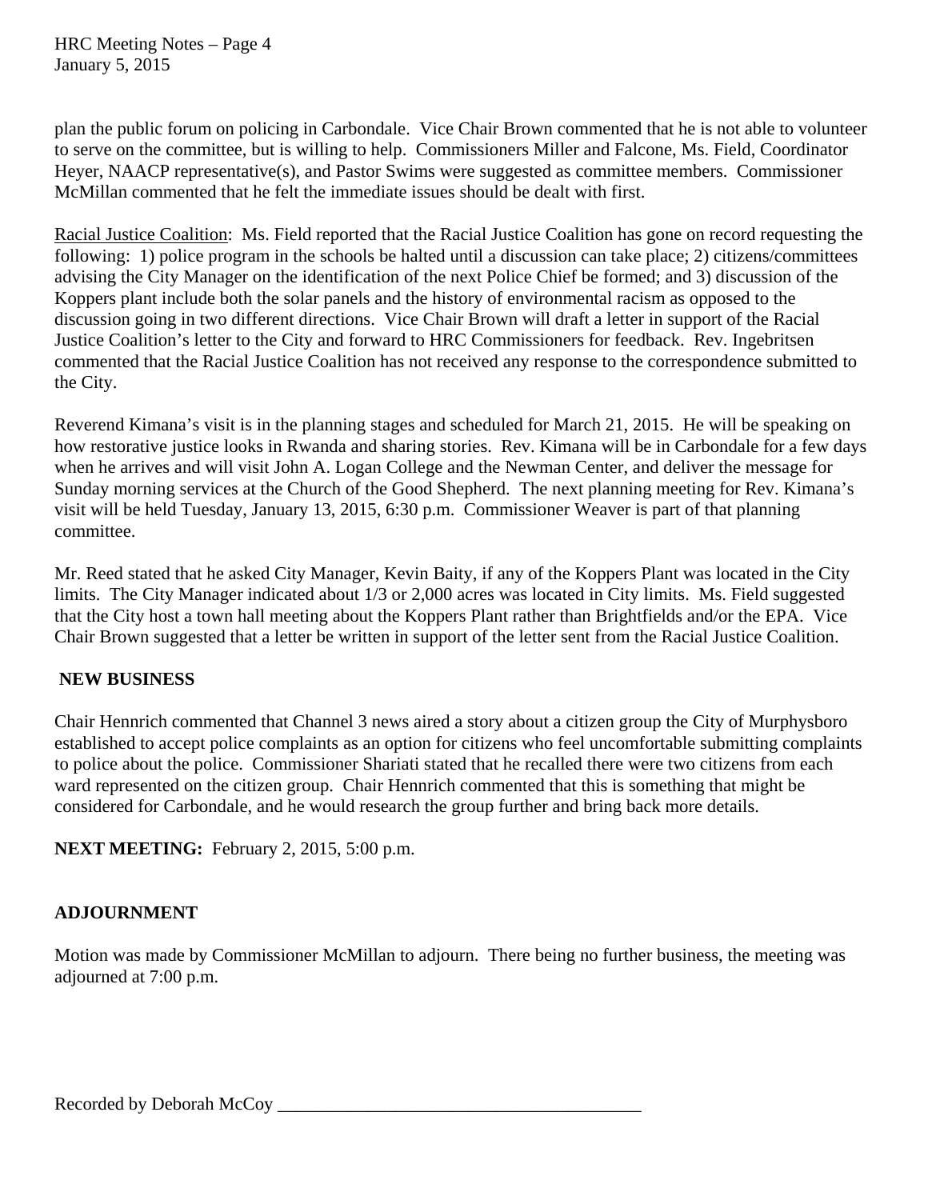plan the public forum on policing in Carbondale. Vice Chair Brown commented that he is not able to volunteer to serve on the committee, but is willing to help. Commissioners Miller and Falcone, Ms. Field, Coordinator Heyer, NAACP representative(s), and Pastor Swims were suggested as committee members. Commissioner McMillan commented that he felt the immediate issues should be dealt with first.

Racial Justice Coalition: Ms. Field reported that the Racial Justice Coalition has gone on record requesting the following: 1) police program in the schools be halted until a discussion can take place; 2) citizens/committees advising the City Manager on the identification of the next Police Chief be formed; and 3) discussion of the Koppers plant include both the solar panels and the history of environmental racism as opposed to the discussion going in two different directions. Vice Chair Brown will draft a letter in support of the Racial Justice Coalition's letter to the City and forward to HRC Commissioners for feedback. Rev. Ingebritsen commented that the Racial Justice Coalition has not received any response to the correspondence submitted to the City.

Reverend Kimana's visit is in the planning stages and scheduled for March 21, 2015. He will be speaking on how restorative justice looks in Rwanda and sharing stories. Rev. Kimana will be in Carbondale for a few days when he arrives and will visit John A. Logan College and the Newman Center, and deliver the message for Sunday morning services at the Church of the Good Shepherd. The next planning meeting for Rev. Kimana's visit will be held Tuesday, January 13, 2015, 6:30 p.m. Commissioner Weaver is part of that planning committee.

Mr. Reed stated that he asked City Manager, Kevin Baity, if any of the Koppers Plant was located in the City limits. The City Manager indicated about 1/3 or 2,000 acres was located in City limits. Ms. Field suggested that the City host a town hall meeting about the Koppers Plant rather than Brightfields and/or the EPA. Vice Chair Brown suggested that a letter be written in support of the letter sent from the Racial Justice Coalition.

## NEW BUSINESS

Chair Hennrich commented that Channel 3 news aired a story about a citizen group the City of Murphysboro established to accept police complaints as an option for citizens who feel uncomfortable submitting complaints to police about the police. Commissioner Shariati stated that he recalled there were two citizens from each ward represented on the citizen group. Chair Hennrich commented that this is something that might be considered for Carbondale, and he would research the group further and bring back more details.

**NEXT MEETING:** February 2, 2015, 5:00 p.m.

## ADJOURNMENT

Motion was made by Commissioner McMillan to adjourn. There being no further business, the meeting was adjourned at 7:00 p.m.

Recorded by Deborah McCoy ________________________________________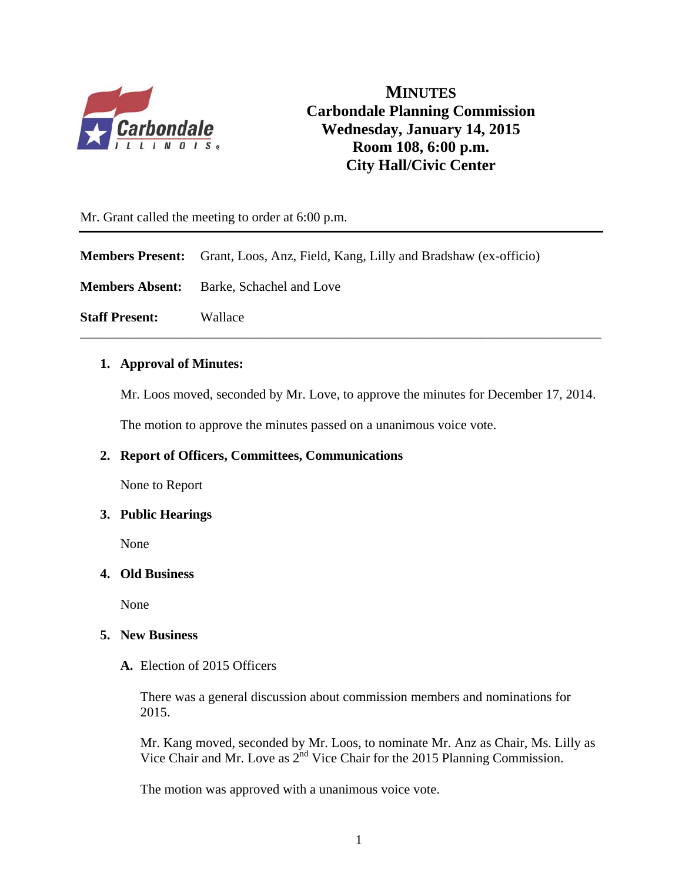# MINUTES
## Carbondale Planning Commission
## Wednesday, January 14, 2015
## Room 108, 6:00 p.m.
## City Hall/Civic Center

Mr. Grant called the meeting to order at 6:00 p.m.

---

**Members Present:** Grant, Loos, Anz, Field, Kang, Lilly and Bradshaw (ex-officio)

**Members Absent:** Barke, Schachel and Love

**Staff Present:** Wallace

---

1. **Approval of Minutes:**

   Mr. Loos moved, seconded by Mr. Love, to approve the minutes for December 17, 2014.

   The motion to approve the minutes passed on a unanimous voice vote.

2. **Report of Officers, Committees, Communications**

   None to Report

3. **Public Hearings**

   None

4. **Old Business**

   None

5. **New Business**

   **A.** Election of 2015 Officers

   There was a general discussion about commission members and nominations for 2015.

   Mr. Kang moved, seconded by Mr. Loos, to nominate Mr. Anz as Chair, Ms. Lilly as Vice Chair and Mr. Love as 2nd Vice Chair for the 2015 Planning Commission.

   The motion was approved with a unanimous voice vote.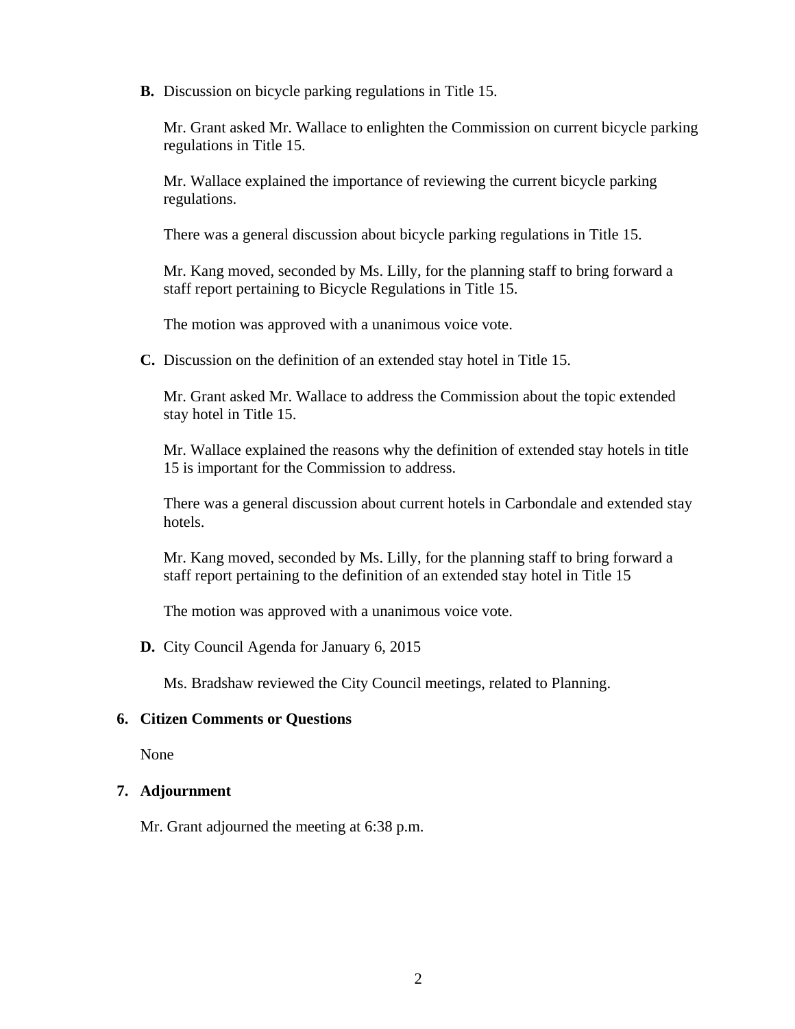**B.** Discussion on bicycle parking regulations in Title 15.

Mr. Grant asked Mr. Wallace to enlighten the Commission on current bicycle parking regulations in Title 15.

Mr. Wallace explained the importance of reviewing the current bicycle parking regulations.

There was a general discussion about bicycle parking regulations in Title 15.

Mr. Kang moved, seconded by Ms. Lilly, for the planning staff to bring forward a staff report pertaining to Bicycle Regulations in Title 15.

The motion was approved with a unanimous voice vote.

**C.** Discussion on the definition of an extended stay hotel in Title 15.

Mr. Grant asked Mr. Wallace to address the Commission about the topic extended stay hotel in Title 15.

Mr. Wallace explained the reasons why the definition of extended stay hotels in title 15 is important for the Commission to address.

There was a general discussion about current hotels in Carbondale and extended stay hotels.

Mr. Kang moved, seconded by Ms. Lilly, for the planning staff to bring forward a staff report pertaining to the definition of an extended stay hotel in Title 15

The motion was approved with a unanimous voice vote.

**D.** City Council Agenda for January 6, 2015

Ms. Bradshaw reviewed the City Council meetings, related to Planning.

## 6. Citizen Comments or Questions

None

## 7. Adjournment

Mr. Grant adjourned the meeting at 6:38 p.m.